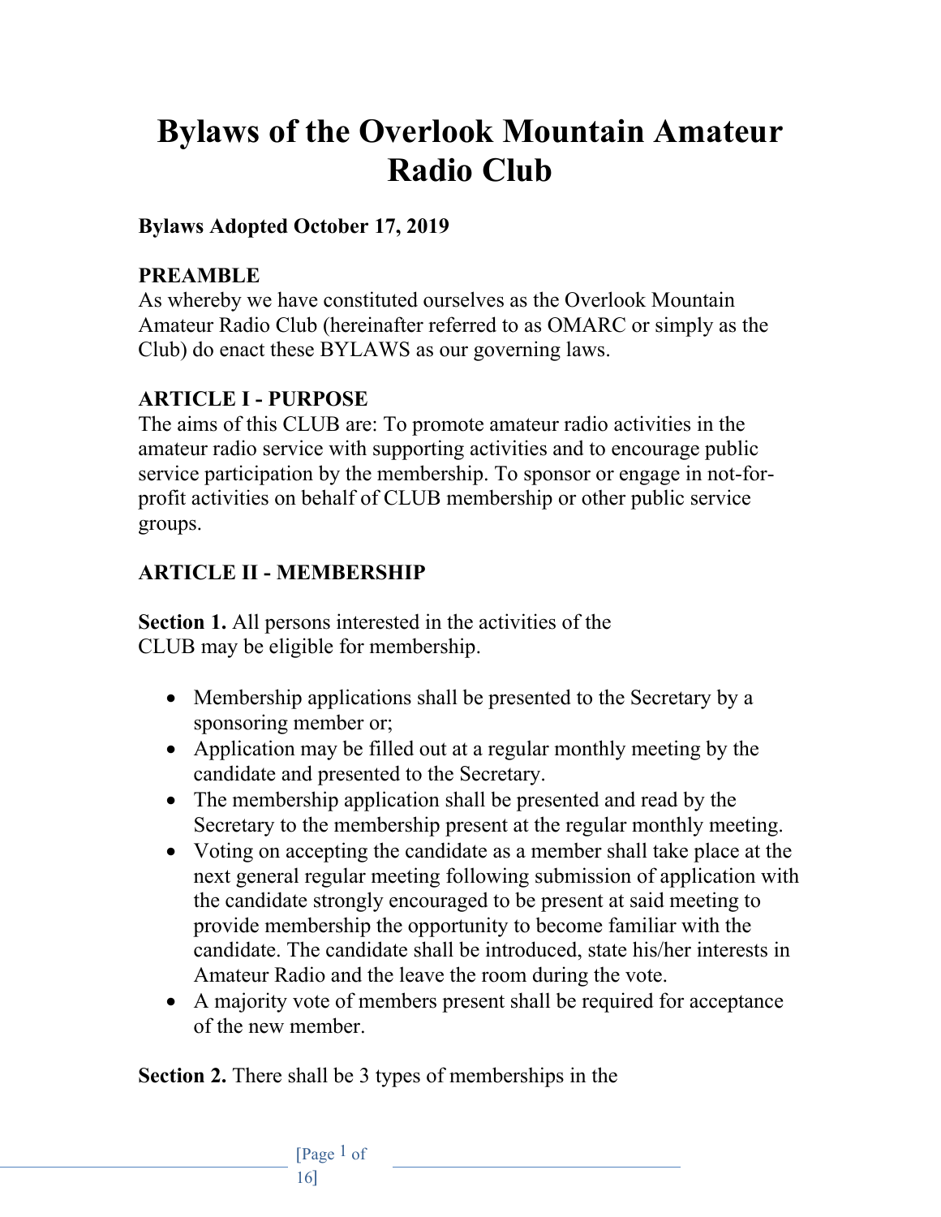# Bylaws of the Overlook Mountain Amateur Radio Club

**Bylaws Adopted October 17, 2019**

**PREAMBLE**
As whereby we have constituted ourselves as the Overlook Mountain Amateur Radio Club (hereinafter referred to as OMARC or simply as the Club) do enact these BYLAWS as our governing laws.

**ARTICLE I - PURPOSE**
The aims of this CLUB are: To promote amateur radio activities in the amateur radio service with supporting activities and to encourage public service participation by the membership. To sponsor or engage in not-for-profit activities on behalf of CLUB membership or other public service groups.

**ARTICLE II - MEMBERSHIP**

**Section 1.** All persons interested in the activities of the CLUB may be eligible for membership.

- Membership applications shall be presented to the Secretary by a sponsoring member or;
- Application may be filled out at a regular monthly meeting by the candidate and presented to the Secretary.
- The membership application shall be presented and read by the Secretary to the membership present at the regular monthly meeting.
- Voting on accepting the candidate as a member shall take place at the next general regular meeting following submission of application with the candidate strongly encouraged to be present at said meeting to provide membership the opportunity to become familiar with the candidate. The candidate shall be introduced, state his/her interests in Amateur Radio and the leave the room during the vote.
- A majority vote of members present shall be required for acceptance of the new member.

**Section 2.** There shall be 3 types of memberships in the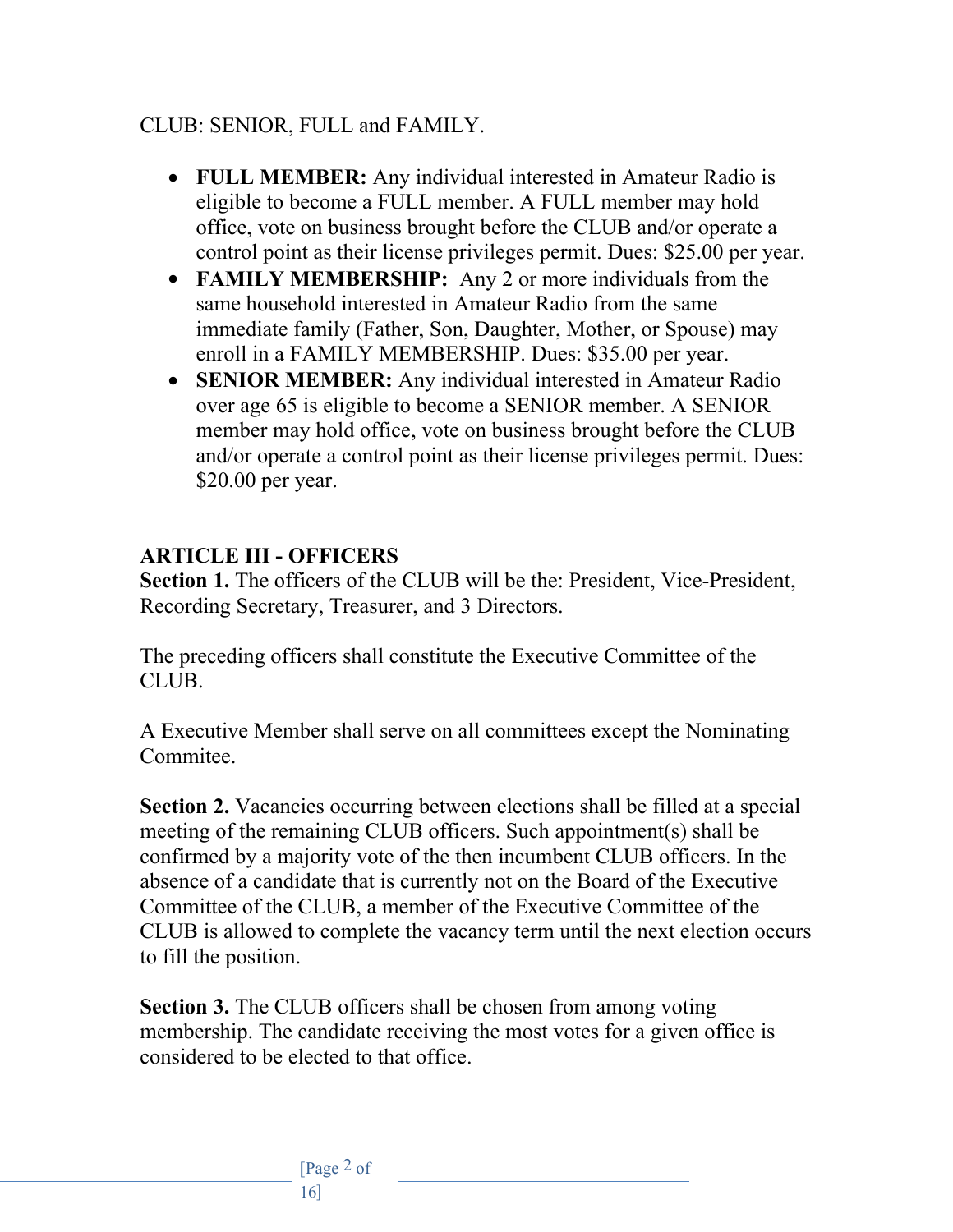CLUB: SENIOR, FULL and FAMILY.

- **FULL MEMBER:** Any individual interested in Amateur Radio is eligible to become a FULL member. A FULL member may hold office, vote on business brought before the CLUB and/or operate a control point as their license privileges permit. Dues: $25.00 per year.
- **FAMILY MEMBERSHIP:** Any 2 or more individuals from the same household interested in Amateur Radio from the same immediate family (Father, Son, Daughter, Mother, or Spouse) may enroll in a FAMILY MEMBERSHIP. Dues: $35.00 per year.
- **SENIOR MEMBER:** Any individual interested in Amateur Radio over age 65 is eligible to become a SENIOR member. A SENIOR member may hold office, vote on business brought before the CLUB and/or operate a control point as their license privileges permit. Dues: $20.00 per year.

## ARTICLE III - OFFICERS

**Section 1.** The officers of the CLUB will be the: President, Vice-President, Recording Secretary, Treasurer, and 3 Directors.

The preceding officers shall constitute the Executive Committee of the CLUB.

A Executive Member shall serve on all committees except the Nominating Commitee.

**Section 2.** Vacancies occurring between elections shall be filled at a special meeting of the remaining CLUB officers. Such appointment(s) shall be confirmed by a majority vote of the then incumbent CLUB officers. In the absence of a candidate that is currently not on the Board of the Executive Committee of the CLUB, a member of the Executive Committee of the CLUB is allowed to complete the vacancy term until the next election occurs to fill the position.

**Section 3.** The CLUB officers shall be chosen from among voting membership. The candidate receiving the most votes for a given office is considered to be elected to that office.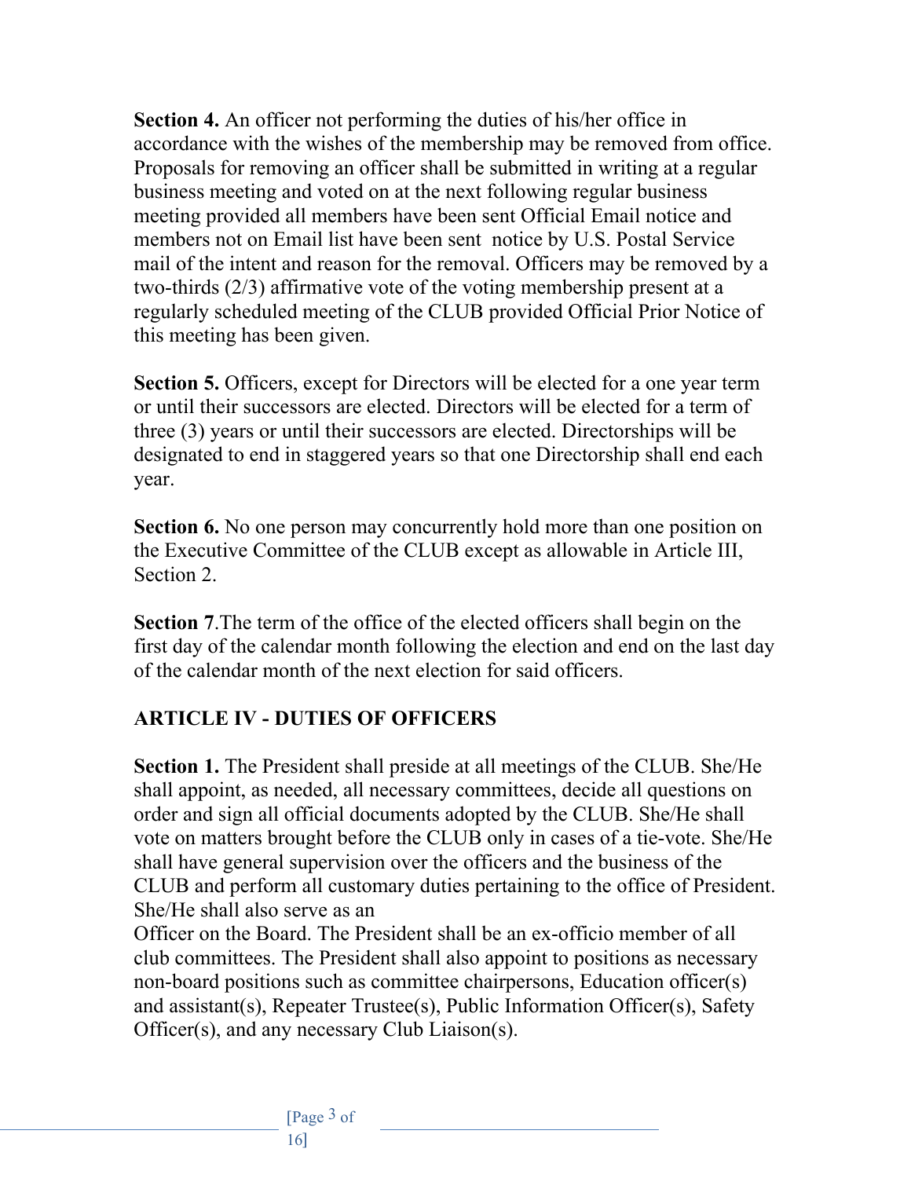**Section 4.** An officer not performing the duties of his/her office in accordance with the wishes of the membership may be removed from office. Proposals for removing an officer shall be submitted in writing at a regular business meeting and voted on at the next following regular business meeting provided all members have been sent Official Email notice and members not on Email list have been sent notice by U.S. Postal Service mail of the intent and reason for the removal. Officers may be removed by a two-thirds (2/3) affirmative vote of the voting membership present at a regularly scheduled meeting of the CLUB provided Official Prior Notice of this meeting has been given.

**Section 5.** Officers, except for Directors will be elected for a one year term or until their successors are elected. Directors will be elected for a term of three (3) years or until their successors are elected. Directorships will be designated to end in staggered years so that one Directorship shall end each year.

**Section 6.** No one person may concurrently hold more than one position on the Executive Committee of the CLUB except as allowable in Article III, Section 2.

**Section 7**.The term of the office of the elected officers shall begin on the first day of the calendar month following the election and end on the last day of the calendar month of the next election for said officers.

## ARTICLE IV - DUTIES OF OFFICERS

**Section 1.** The President shall preside at all meetings of the CLUB. She/He shall appoint, as needed, all necessary committees, decide all questions on order and sign all official documents adopted by the CLUB. She/He shall vote on matters brought before the CLUB only in cases of a tie-vote. She/He shall have general supervision over the officers and the business of the CLUB and perform all customary duties pertaining to the office of President. She/He shall also serve as an Officer on the Board. The President shall be an ex-officio member of all club committees. The President shall also appoint to positions as necessary non-board positions such as committee chairpersons, Education officer(s) and assistant(s), Repeater Trustee(s), Public Information Officer(s), Safety Officer(s), and any necessary Club Liaison(s).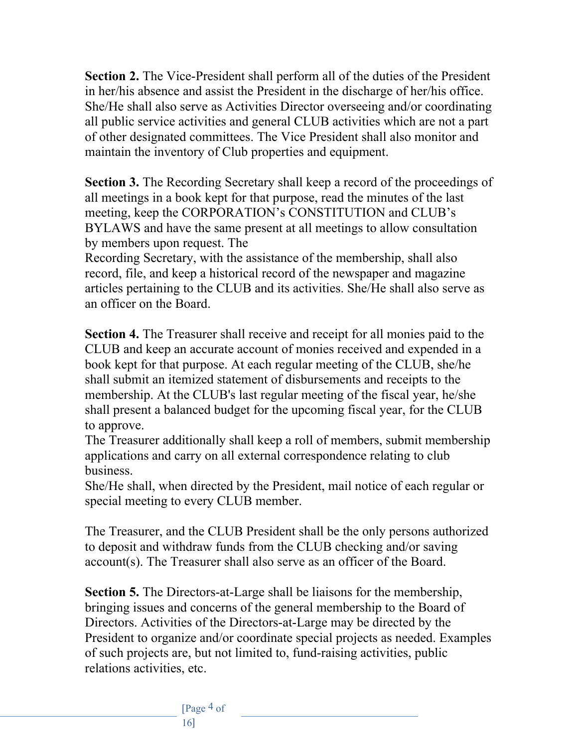**Section 2.** The Vice-President shall perform all of the duties of the President in her/his absence and assist the President in the discharge of her/his office. She/He shall also serve as Activities Director overseeing and/or coordinating all public service activities and general CLUB activities which are not a part of other designated committees. The Vice President shall also monitor and maintain the inventory of Club properties and equipment.

**Section 3.** The Recording Secretary shall keep a record of the proceedings of all meetings in a book kept for that purpose, read the minutes of the last meeting, keep the CORPORATION's CONSTITUTION and CLUB's BYLAWS and have the same present at all meetings to allow consultation by members upon request. The
Recording Secretary, with the assistance of the membership, shall also record, file, and keep a historical record of the newspaper and magazine articles pertaining to the CLUB and its activities. She/He shall also serve as an officer on the Board.

**Section 4.** The Treasurer shall receive and receipt for all monies paid to the CLUB and keep an accurate account of monies received and expended in a book kept for that purpose. At each regular meeting of the CLUB, she/he shall submit an itemized statement of disbursements and receipts to the membership. At the CLUB's last regular meeting of the fiscal year, he/she shall present a balanced budget for the upcoming fiscal year, for the CLUB to approve.
The Treasurer additionally shall keep a roll of members, submit membership applications and carry on all external correspondence relating to club business.
She/He shall, when directed by the President, mail notice of each regular or special meeting to every CLUB member.

The Treasurer, and the CLUB President shall be the only persons authorized to deposit and withdraw funds from the CLUB checking and/or saving account(s). The Treasurer shall also serve as an officer of the Board.

**Section 5.** The Directors-at-Large shall be liaisons for the membership, bringing issues and concerns of the general membership to the Board of Directors. Activities of the Directors-at-Large may be directed by the President to organize and/or coordinate special projects as needed. Examples of such projects are, but not limited to, fund-raising activities, public relations activities, etc.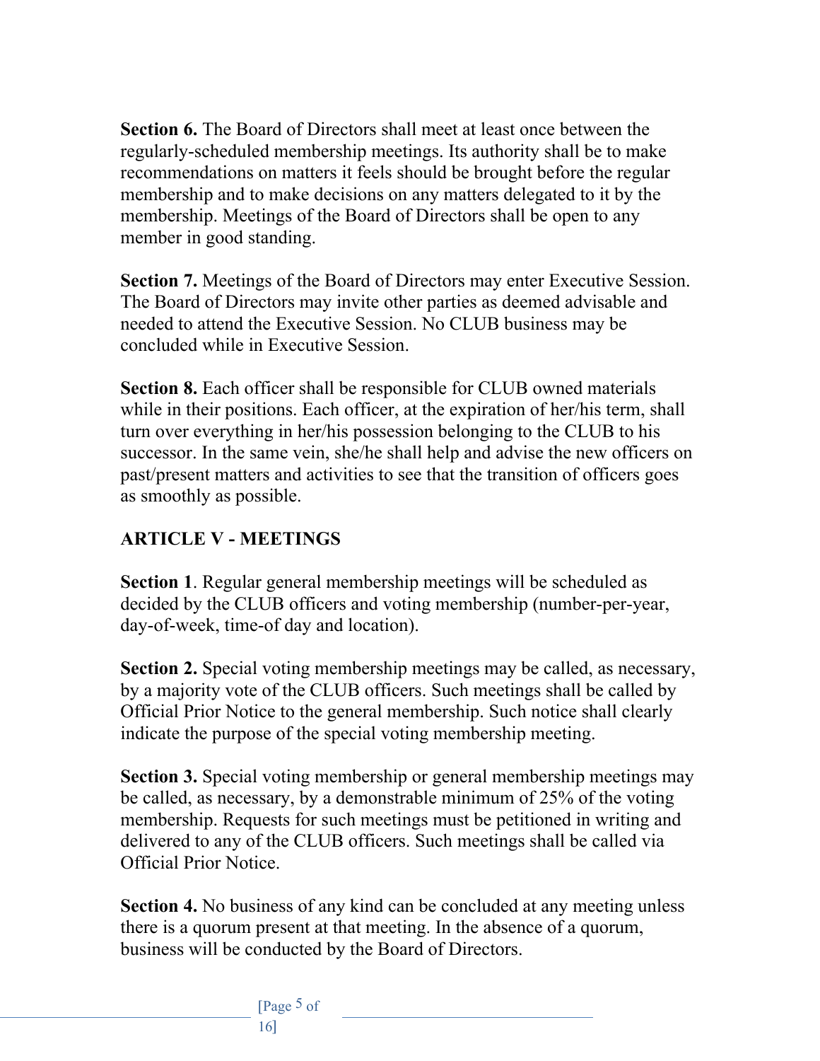**Section 6.** The Board of Directors shall meet at least once between the regularly-scheduled membership meetings. Its authority shall be to make recommendations on matters it feels should be brought before the regular membership and to make decisions on any matters delegated to it by the membership. Meetings of the Board of Directors shall be open to any member in good standing.

**Section 7.** Meetings of the Board of Directors may enter Executive Session. The Board of Directors may invite other parties as deemed advisable and needed to attend the Executive Session. No CLUB business may be concluded while in Executive Session.

**Section 8.** Each officer shall be responsible for CLUB owned materials while in their positions. Each officer, at the expiration of her/his term, shall turn over everything in her/his possession belonging to the CLUB to his successor. In the same vein, she/he shall help and advise the new officers on past/present matters and activities to see that the transition of officers goes as smoothly as possible.

## ARTICLE V - MEETINGS

**Section 1**. Regular general membership meetings will be scheduled as decided by the CLUB officers and voting membership (number-per-year, day-of-week, time-of day and location).

**Section 2.** Special voting membership meetings may be called, as necessary, by a majority vote of the CLUB officers. Such meetings shall be called by Official Prior Notice to the general membership. Such notice shall clearly indicate the purpose of the special voting membership meeting.

**Section 3.** Special voting membership or general membership meetings may be called, as necessary, by a demonstrable minimum of 25% of the voting membership. Requests for such meetings must be petitioned in writing and delivered to any of the CLUB officers. Such meetings shall be called via Official Prior Notice.

**Section 4.** No business of any kind can be concluded at any meeting unless there is a quorum present at that meeting. In the absence of a quorum, business will be conducted by the Board of Directors.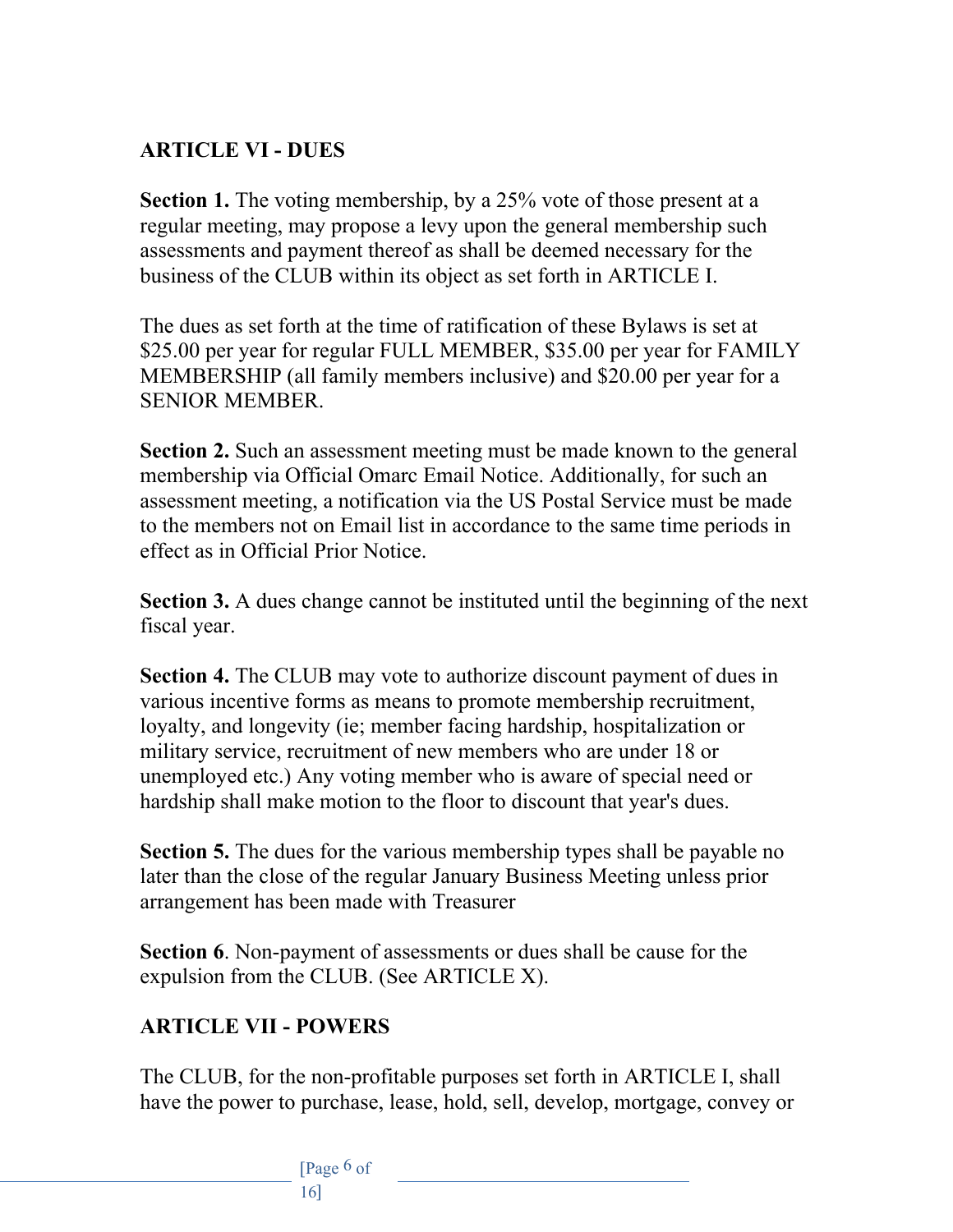**ARTICLE VI - DUES**

**Section 1.** The voting membership, by a 25% vote of those present at a regular meeting, may propose a levy upon the general membership such assessments and payment thereof as shall be deemed necessary for the business of the CLUB within its object as set forth in ARTICLE I.

The dues as set forth at the time of ratification of these Bylaws is set at $25.00 per year for regular FULL MEMBER, $35.00 per year for FAMILY MEMBERSHIP (all family members inclusive) and $20.00 per year for a SENIOR MEMBER.

**Section 2.** Such an assessment meeting must be made known to the general membership via Official Omarc Email Notice. Additionally, for such an assessment meeting, a notification via the US Postal Service must be made to the members not on Email list in accordance to the same time periods in effect as in Official Prior Notice.

**Section 3.** A dues change cannot be instituted until the beginning of the next fiscal year.

**Section 4.** The CLUB may vote to authorize discount payment of dues in various incentive forms as means to promote membership recruitment, loyalty, and longevity (ie; member facing hardship, hospitalization or military service, recruitment of new members who are under 18 or unemployed etc.) Any voting member who is aware of special need or hardship shall make motion to the floor to discount that year's dues.

**Section 5.** The dues for the various membership types shall be payable no later than the close of the regular January Business Meeting unless prior arrangement has been made with Treasurer

**Section 6**. Non-payment of assessments or dues shall be cause for the expulsion from the CLUB. (See ARTICLE X).

**ARTICLE VII - POWERS**

The CLUB, for the non-profitable purposes set forth in ARTICLE I, shall have the power to purchase, lease, hold, sell, develop, mortgage, convey or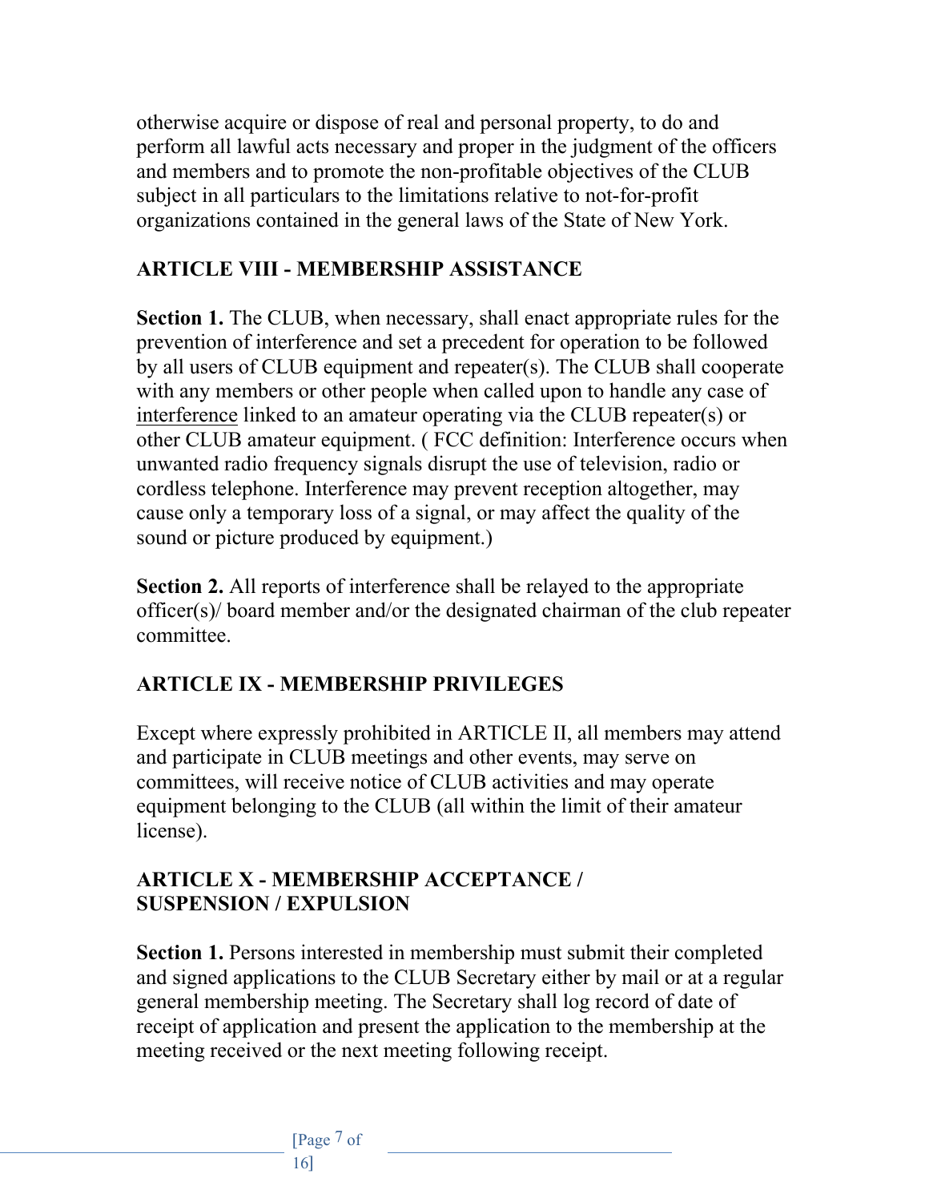otherwise acquire or dispose of real and personal property, to do and perform all lawful acts necessary and proper in the judgment of the officers and members and to promote the non-profitable objectives of the CLUB subject in all particulars to the limitations relative to not-for-profit organizations contained in the general laws of the State of New York.

## ARTICLE VIII - MEMBERSHIP ASSISTANCE

**Section 1.** The CLUB, when necessary, shall enact appropriate rules for the prevention of interference and set a precedent for operation to be followed by all users of CLUB equipment and repeater(s). The CLUB shall cooperate with any members or other people when called upon to handle any case of interference linked to an amateur operating via the CLUB repeater(s) or other CLUB amateur equipment. ( FCC definition: Interference occurs when unwanted radio frequency signals disrupt the use of television, radio or cordless telephone. Interference may prevent reception altogether, may cause only a temporary loss of a signal, or may affect the quality of the sound or picture produced by equipment.)

**Section 2.** All reports of interference shall be relayed to the appropriate officer(s)/ board member and/or the designated chairman of the club repeater committee.

## ARTICLE IX - MEMBERSHIP PRIVILEGES

Except where expressly prohibited in ARTICLE II, all members may attend and participate in CLUB meetings and other events, may serve on committees, will receive notice of CLUB activities and may operate equipment belonging to the CLUB (all within the limit of their amateur license).

## ARTICLE X - MEMBERSHIP ACCEPTANCE / SUSPENSION / EXPULSION

**Section 1.** Persons interested in membership must submit their completed and signed applications to the CLUB Secretary either by mail or at a regular general membership meeting. The Secretary shall log record of date of receipt of application and present the application to the membership at the meeting received or the next meeting following receipt.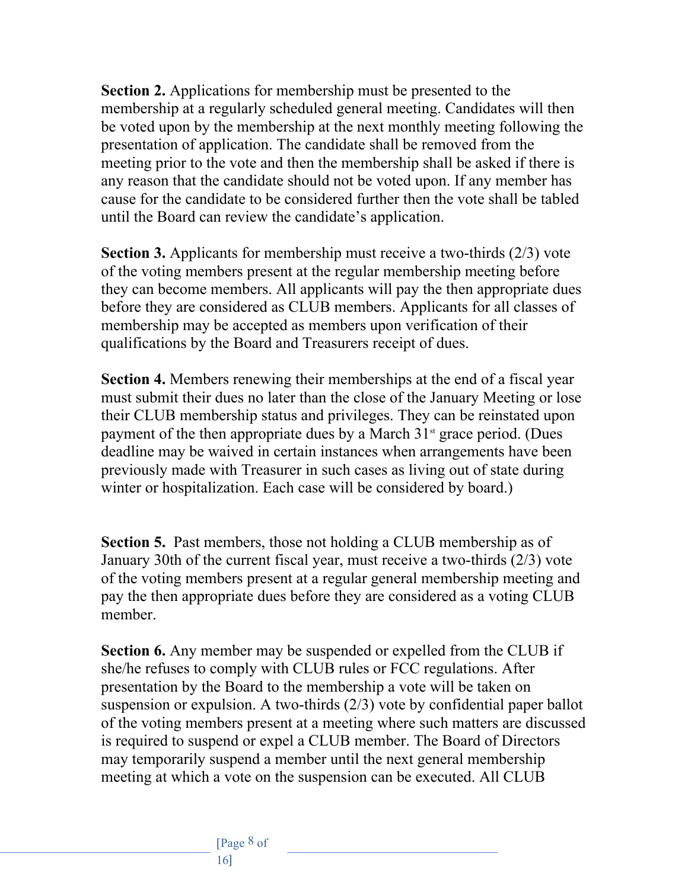**Section 2.** Applications for membership must be presented to the membership at a regularly scheduled general meeting. Candidates will then be voted upon by the membership at the next monthly meeting following the presentation of application. The candidate shall be removed from the meeting prior to the vote and then the membership shall be asked if there is any reason that the candidate should not be voted upon. If any member has cause for the candidate to be considered further then the vote shall be tabled until the Board can review the candidate's application.

**Section 3.** Applicants for membership must receive a two-thirds (2/3) vote of the voting members present at the regular membership meeting before they can become members. All applicants will pay the then appropriate dues before they are considered as CLUB members. Applicants for all classes of membership may be accepted as members upon verification of their qualifications by the Board and Treasurers receipt of dues.

**Section 4.** Members renewing their memberships at the end of a fiscal year must submit their dues no later than the close of the January Meeting or lose their CLUB membership status and privileges. They can be reinstated upon payment of the then appropriate dues by a March 31st grace period. (Dues deadline may be waived in certain instances when arrangements have been previously made with Treasurer in such cases as living out of state during winter or hospitalization. Each case will be considered by board.)

**Section 5.** Past members, those not holding a CLUB membership as of January 30th of the current fiscal year, must receive a two-thirds (2/3) vote of the voting members present at a regular general membership meeting and pay the then appropriate dues before they are considered as a voting CLUB member.

**Section 6.** Any member may be suspended or expelled from the CLUB if she/he refuses to comply with CLUB rules or FCC regulations. After presentation by the Board to the membership a vote will be taken on suspension or expulsion. A two-thirds (2/3) vote by confidential paper ballot of the voting members present at a meeting where such matters are discussed is required to suspend or expel a CLUB member. The Board of Directors may temporarily suspend a member until the next general membership meeting at which a vote on the suspension can be executed. All CLUB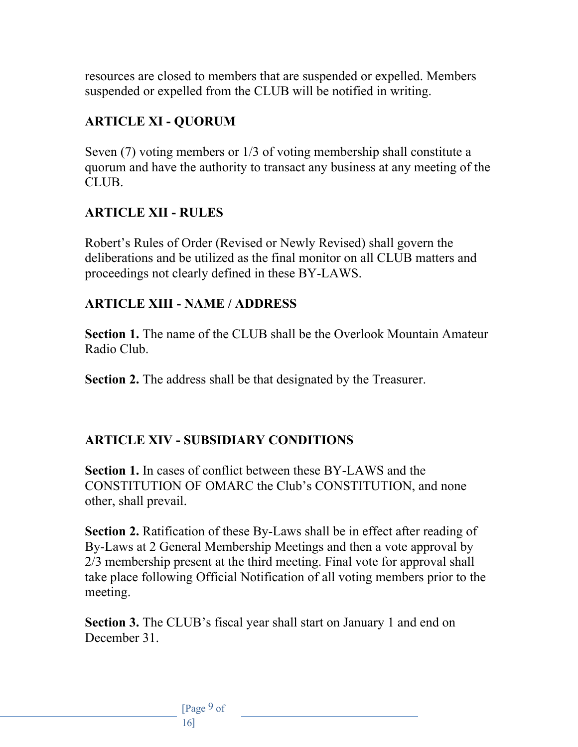resources are closed to members that are suspended or expelled. Members suspended or expelled from the CLUB will be notified in writing.

## ARTICLE XI - QUORUM

Seven (7) voting members or 1/3 of voting membership shall constitute a quorum and have the authority to transact any business at any meeting of the CLUB.

## ARTICLE XII - RULES

Robert's Rules of Order (Revised or Newly Revised) shall govern the deliberations and be utilized as the final monitor on all CLUB matters and proceedings not clearly defined in these BY-LAWS.

## ARTICLE XIII - NAME / ADDRESS

**Section 1.** The name of the CLUB shall be the Overlook Mountain Amateur Radio Club.

**Section 2.** The address shall be that designated by the Treasurer.

## ARTICLE XIV - SUBSIDIARY CONDITIONS

**Section 1.** In cases of conflict between these BY-LAWS and the CONSTITUTION OF OMARC the Club's CONSTITUTION, and none other, shall prevail.

**Section 2.** Ratification of these By-Laws shall be in effect after reading of By-Laws at 2 General Membership Meetings and then a vote approval by 2/3 membership present at the third meeting. Final vote for approval shall take place following Official Notification of all voting members prior to the meeting.

**Section 3.** The CLUB's fiscal year shall start on January 1 and end on December 31.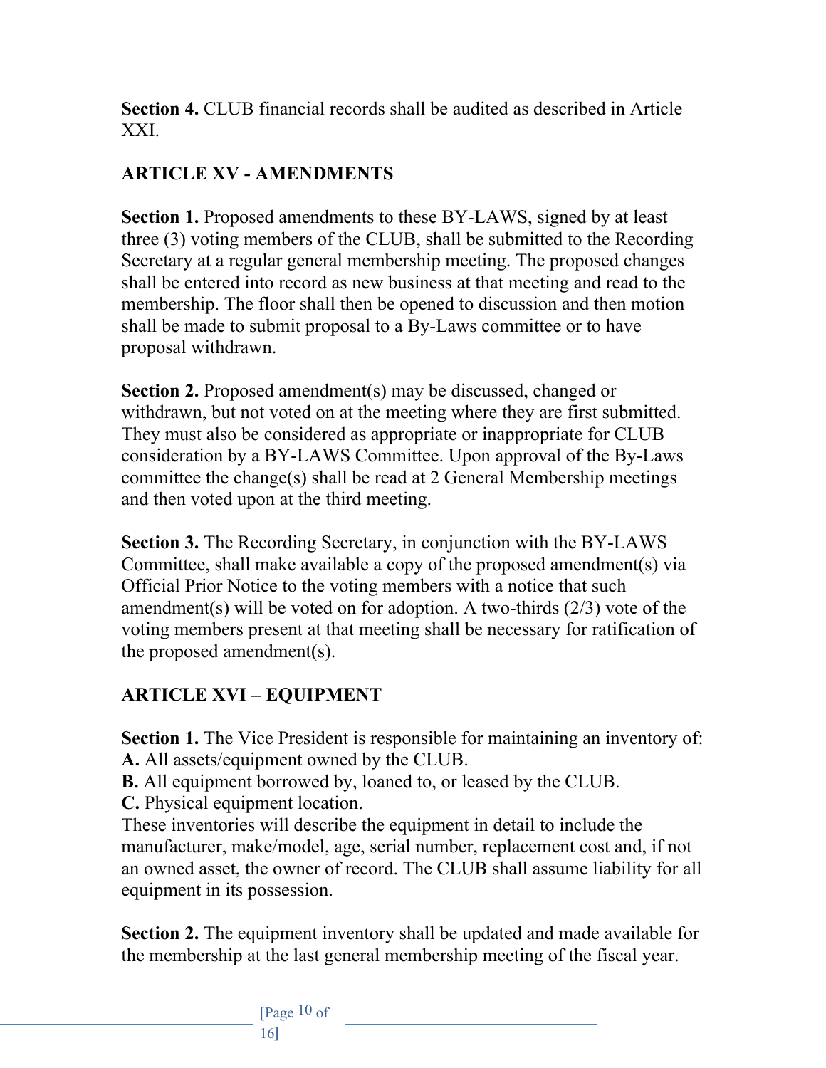**Section 4.** CLUB financial records shall be audited as described in Article XXI.

## ARTICLE XV - AMENDMENTS

**Section 1.** Proposed amendments to these BY-LAWS, signed by at least three (3) voting members of the CLUB, shall be submitted to the Recording Secretary at a regular general membership meeting. The proposed changes shall be entered into record as new business at that meeting and read to the membership. The floor shall then be opened to discussion and then motion shall be made to submit proposal to a By-Laws committee or to have proposal withdrawn.

**Section 2.** Proposed amendment(s) may be discussed, changed or withdrawn, but not voted on at the meeting where they are first submitted. They must also be considered as appropriate or inappropriate for CLUB consideration by a BY-LAWS Committee. Upon approval of the By-Laws committee the change(s) shall be read at 2 General Membership meetings and then voted upon at the third meeting.

**Section 3.** The Recording Secretary, in conjunction with the BY-LAWS Committee, shall make available a copy of the proposed amendment(s) via Official Prior Notice to the voting members with a notice that such amendment(s) will be voted on for adoption. A two-thirds (2/3) vote of the voting members present at that meeting shall be necessary for ratification of the proposed amendment(s).

## ARTICLE XVI – EQUIPMENT

**Section 1.** The Vice President is responsible for maintaining an inventory of:
**A.** All assets/equipment owned by the CLUB.
**B.** All equipment borrowed by, loaned to, or leased by the CLUB.
**C.** Physical equipment location.
These inventories will describe the equipment in detail to include the manufacturer, make/model, age, serial number, replacement cost and, if not an owned asset, the owner of record. The CLUB shall assume liability for all equipment in its possession.

**Section 2.** The equipment inventory shall be updated and made available for the membership at the last general membership meeting of the fiscal year.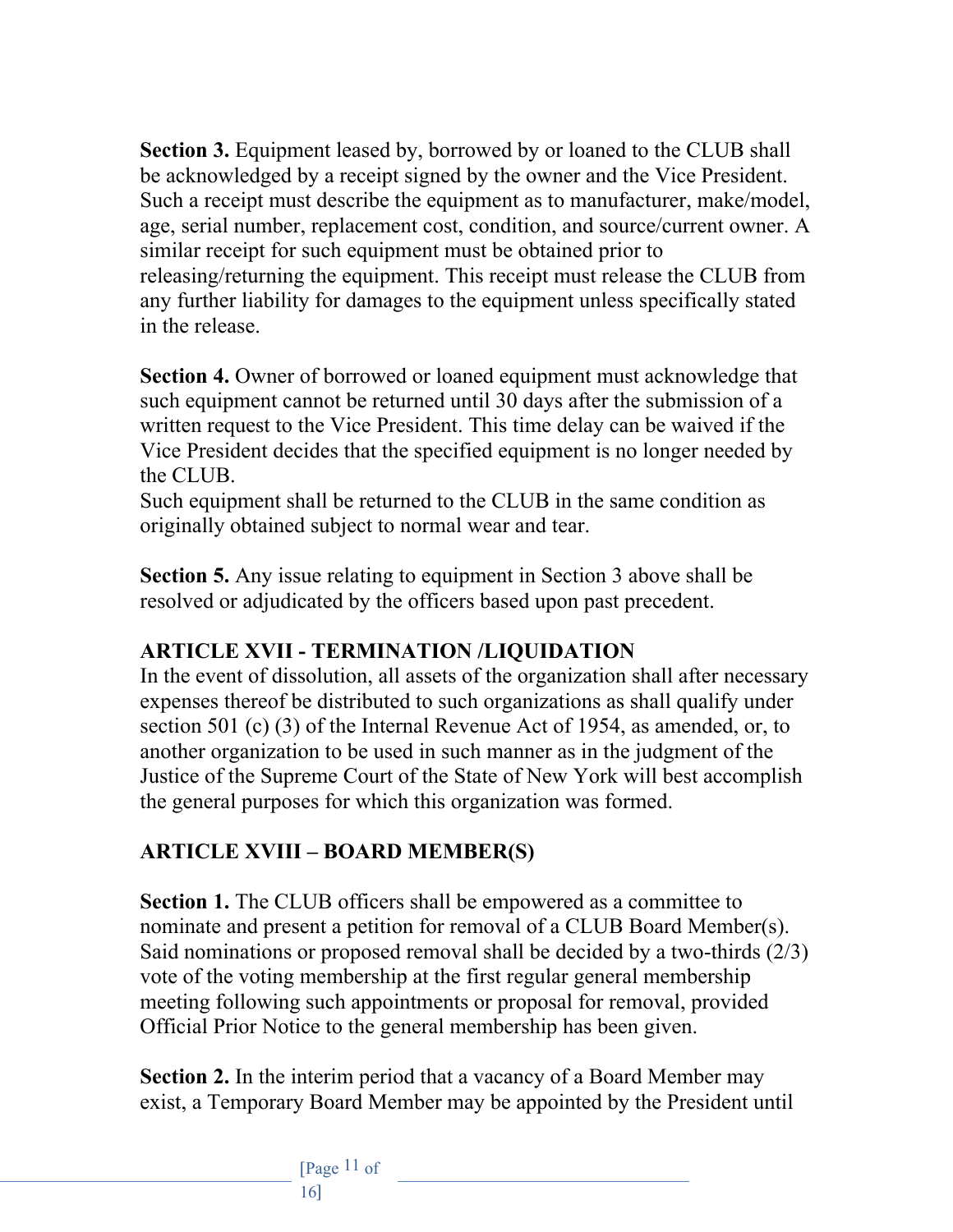**Section 3.** Equipment leased by, borrowed by or loaned to the CLUB shall be acknowledged by a receipt signed by the owner and the Vice President. Such a receipt must describe the equipment as to manufacturer, make/model, age, serial number, replacement cost, condition, and source/current owner. A similar receipt for such equipment must be obtained prior to releasing/returning the equipment. This receipt must release the CLUB from any further liability for damages to the equipment unless specifically stated in the release.

**Section 4.** Owner of borrowed or loaned equipment must acknowledge that such equipment cannot be returned until 30 days after the submission of a written request to the Vice President. This time delay can be waived if the Vice President decides that the specified equipment is no longer needed by the CLUB.
Such equipment shall be returned to the CLUB in the same condition as originally obtained subject to normal wear and tear.

**Section 5.** Any issue relating to equipment in Section 3 above shall be resolved or adjudicated by the officers based upon past precedent.

## ARTICLE XVII - TERMINATION /LIQUIDATION

In the event of dissolution, all assets of the organization shall after necessary expenses thereof be distributed to such organizations as shall qualify under section 501 (c) (3) of the Internal Revenue Act of 1954, as amended, or, to another organization to be used in such manner as in the judgment of the Justice of the Supreme Court of the State of New York will best accomplish the general purposes for which this organization was formed.

## ARTICLE XVIII – BOARD MEMBER(S)

**Section 1.** The CLUB officers shall be empowered as a committee to nominate and present a petition for removal of a CLUB Board Member(s). Said nominations or proposed removal shall be decided by a two-thirds (2/3) vote of the voting membership at the first regular general membership meeting following such appointments or proposal for removal, provided Official Prior Notice to the general membership has been given.

**Section 2.** In the interim period that a vacancy of a Board Member may exist, a Temporary Board Member may be appointed by the President until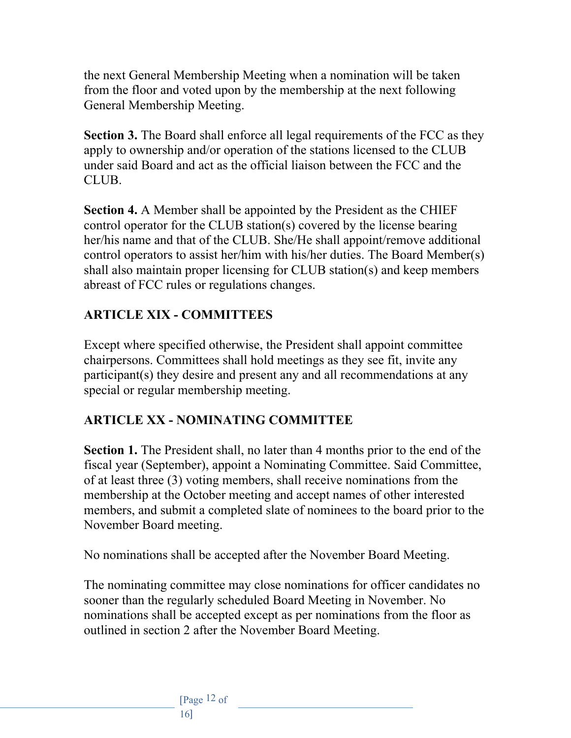the next General Membership Meeting when a nomination will be taken from the floor and voted upon by the membership at the next following General Membership Meeting.

**Section 3.** The Board shall enforce all legal requirements of the FCC as they apply to ownership and/or operation of the stations licensed to the CLUB under said Board and act as the official liaison between the FCC and the CLUB.

**Section 4.** A Member shall be appointed by the President as the CHIEF control operator for the CLUB station(s) covered by the license bearing her/his name and that of the CLUB. She/He shall appoint/remove additional control operators to assist her/him with his/her duties. The Board Member(s) shall also maintain proper licensing for CLUB station(s) and keep members abreast of FCC rules or regulations changes.

## ARTICLE XIX - COMMITTEES

Except where specified otherwise, the President shall appoint committee chairpersons. Committees shall hold meetings as they see fit, invite any participant(s) they desire and present any and all recommendations at any special or regular membership meeting.

## ARTICLE XX - NOMINATING COMMITTEE

**Section 1.** The President shall, no later than 4 months prior to the end of the fiscal year (September), appoint a Nominating Committee. Said Committee, of at least three (3) voting members, shall receive nominations from the membership at the October meeting and accept names of other interested members, and submit a completed slate of nominees to the board prior to the November Board meeting.

No nominations shall be accepted after the November Board Meeting.

The nominating committee may close nominations for officer candidates no sooner than the regularly scheduled Board Meeting in November. No nominations shall be accepted except as per nominations from the floor as outlined in section 2 after the November Board Meeting.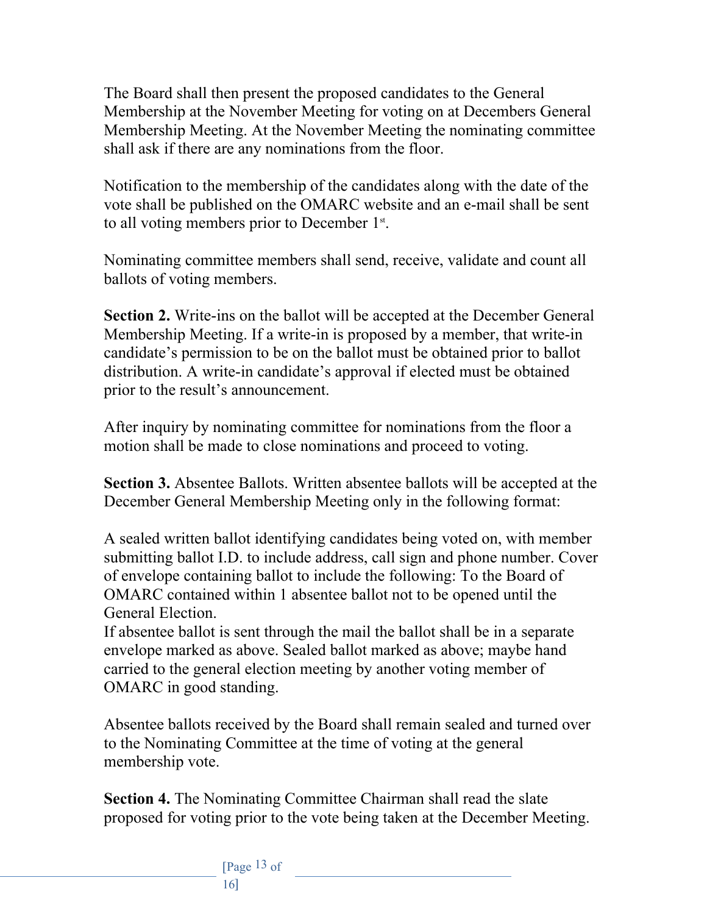The Board shall then present the proposed candidates to the General Membership at the November Meeting for voting on at Decembers General Membership Meeting. At the November Meeting the nominating committee shall ask if there are any nominations from the floor.

Notification to the membership of the candidates along with the date of the vote shall be published on the OMARC website and an e-mail shall be sent to all voting members prior to December 1st.

Nominating committee members shall send, receive, validate and count all ballots of voting members.

**Section 2.** Write-ins on the ballot will be accepted at the December General Membership Meeting. If a write-in is proposed by a member, that write-in candidate's permission to be on the ballot must be obtained prior to ballot distribution. A write-in candidate's approval if elected must be obtained prior to the result's announcement.

After inquiry by nominating committee for nominations from the floor a motion shall be made to close nominations and proceed to voting.

**Section 3.** Absentee Ballots. Written absentee ballots will be accepted at the December General Membership Meeting only in the following format:

A sealed written ballot identifying candidates being voted on, with member submitting ballot I.D. to include address, call sign and phone number. Cover of envelope containing ballot to include the following: To the Board of OMARC contained within 1 absentee ballot not to be opened until the General Election.
If absentee ballot is sent through the mail the ballot shall be in a separate envelope marked as above. Sealed ballot marked as above; maybe hand carried to the general election meeting by another voting member of OMARC in good standing.

Absentee ballots received by the Board shall remain sealed and turned over to the Nominating Committee at the time of voting at the general membership vote.

**Section 4.** The Nominating Committee Chairman shall read the slate proposed for voting prior to the vote being taken at the December Meeting.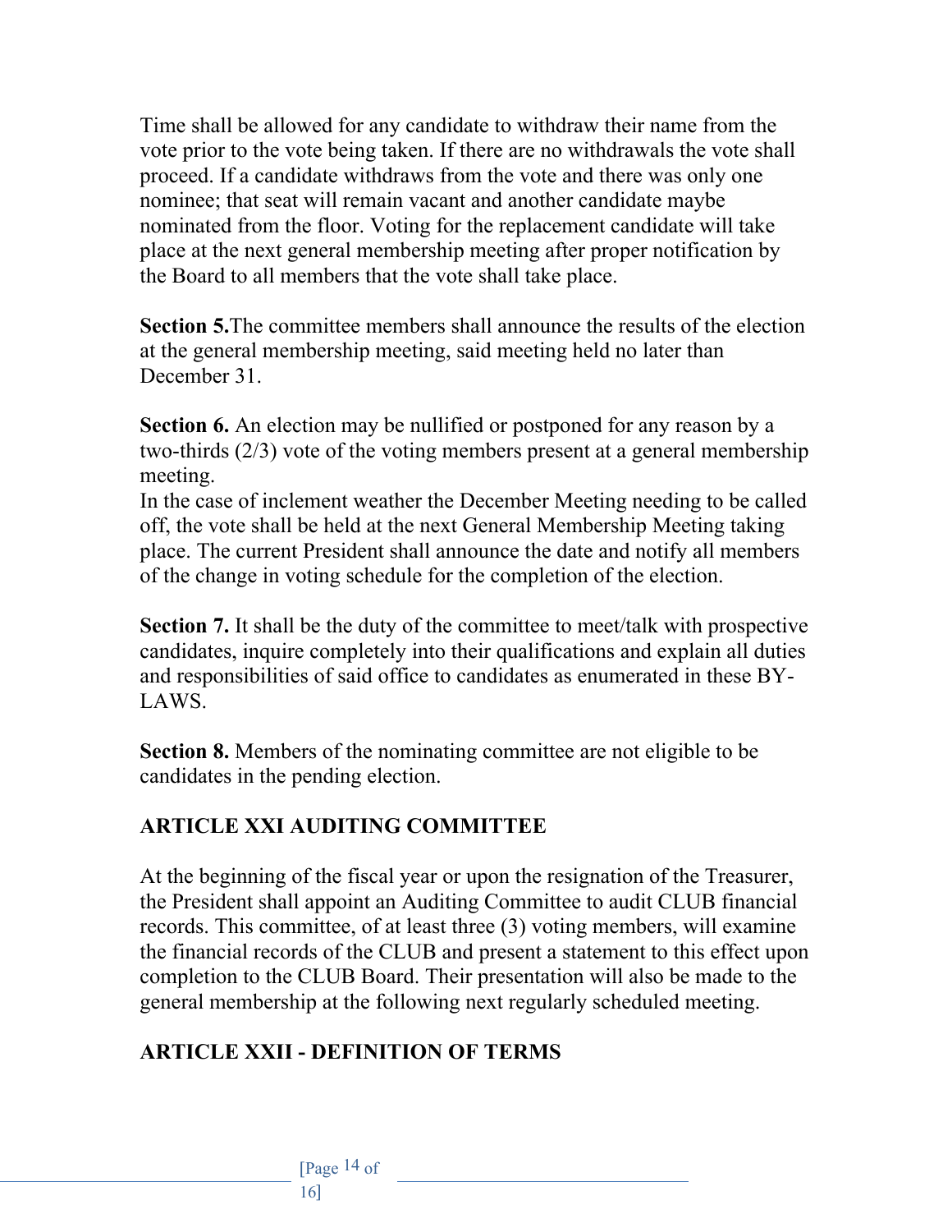Time shall be allowed for any candidate to withdraw their name from the vote prior to the vote being taken. If there are no withdrawals the vote shall proceed. If a candidate withdraws from the vote and there was only one nominee; that seat will remain vacant and another candidate maybe nominated from the floor. Voting for the replacement candidate will take place at the next general membership meeting after proper notification by the Board to all members that the vote shall take place.

**Section 5.**The committee members shall announce the results of the election at the general membership meeting, said meeting held no later than December 31.

**Section 6.** An election may be nullified or postponed for any reason by a two-thirds (2/3) vote of the voting members present at a general membership meeting.
In the case of inclement weather the December Meeting needing to be called off, the vote shall be held at the next General Membership Meeting taking place. The current President shall announce the date and notify all members of the change in voting schedule for the completion of the election.

**Section 7.** It shall be the duty of the committee to meet/talk with prospective candidates, inquire completely into their qualifications and explain all duties and responsibilities of said office to candidates as enumerated in these BY-LAWS.

**Section 8.** Members of the nominating committee are not eligible to be candidates in the pending election.

## ARTICLE XXI AUDITING COMMITTEE

At the beginning of the fiscal year or upon the resignation of the Treasurer, the President shall appoint an Auditing Committee to audit CLUB financial records. This committee, of at least three (3) voting members, will examine the financial records of the CLUB and present a statement to this effect upon completion to the CLUB Board. Their presentation will also be made to the general membership at the following next regularly scheduled meeting.

## ARTICLE XXII - DEFINITION OF TERMS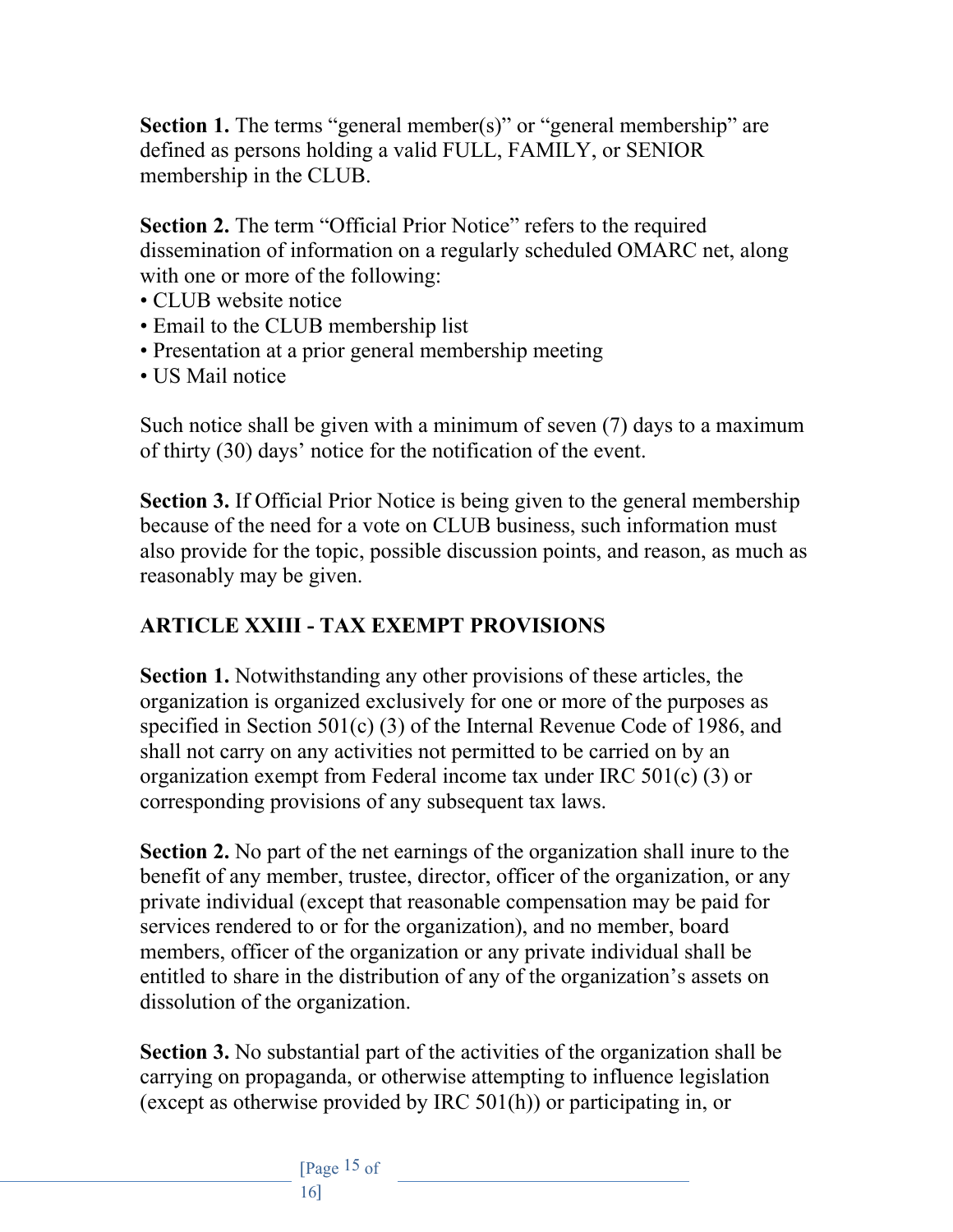**Section 1.** The terms "general member(s)" or "general membership" are defined as persons holding a valid FULL, FAMILY, or SENIOR membership in the CLUB.

**Section 2.** The term "Official Prior Notice" refers to the required dissemination of information on a regularly scheduled OMARC net, along with one or more of the following:

- CLUB website notice
- Email to the CLUB membership list
- Presentation at a prior general membership meeting
- US Mail notice

Such notice shall be given with a minimum of seven (7) days to a maximum of thirty (30) days' notice for the notification of the event.

**Section 3.** If Official Prior Notice is being given to the general membership because of the need for a vote on CLUB business, such information must also provide for the topic, possible discussion points, and reason, as much as reasonably may be given.

## ARTICLE XXIII - TAX EXEMPT PROVISIONS

**Section 1.** Notwithstanding any other provisions of these articles, the organization is organized exclusively for one or more of the purposes as specified in Section 501(c) (3) of the Internal Revenue Code of 1986, and shall not carry on any activities not permitted to be carried on by an organization exempt from Federal income tax under IRC 501(c) (3) or corresponding provisions of any subsequent tax laws.

**Section 2.** No part of the net earnings of the organization shall inure to the benefit of any member, trustee, director, officer of the organization, or any private individual (except that reasonable compensation may be paid for services rendered to or for the organization), and no member, board members, officer of the organization or any private individual shall be entitled to share in the distribution of any of the organization's assets on dissolution of the organization.

**Section 3.** No substantial part of the activities of the organization shall be carrying on propaganda, or otherwise attempting to influence legislation (except as otherwise provided by IRC 501(h)) or participating in, or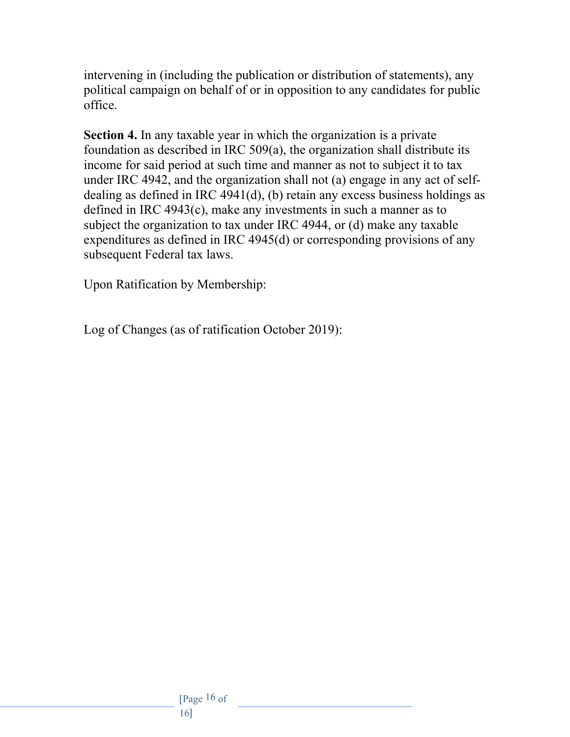intervening in (including the publication or distribution of statements), any political campaign on behalf of or in opposition to any candidates for public office.

**Section 4.** In any taxable year in which the organization is a private foundation as described in IRC 509(a), the organization shall distribute its income for said period at such time and manner as not to subject it to tax under IRC 4942, and the organization shall not (a) engage in any act of self-dealing as defined in IRC 4941(d), (b) retain any excess business holdings as defined in IRC 4943(c), make any investments in such a manner as to subject the organization to tax under IRC 4944, or (d) make any taxable expenditures as defined in IRC 4945(d) or corresponding provisions of any subsequent Federal tax laws.

Upon Ratification by Membership:

Log of Changes (as of ratification October 2019):